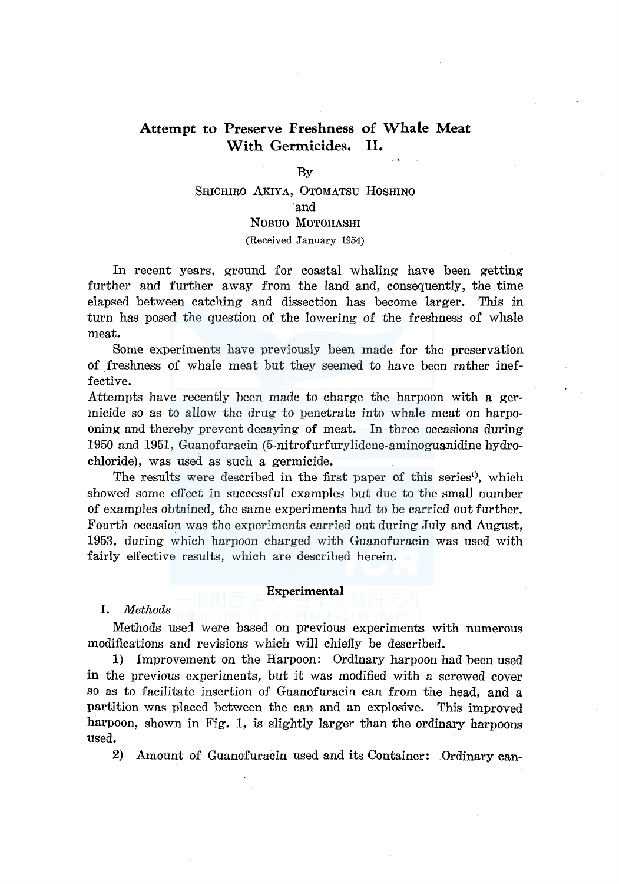# Attempt to Preserve Freshness of Whale Meat With Germicides. II.

By

SHICHIRO AKIYA, OTOMATSU HOSHINO
and
NOBUO MOTOHASHI

(Received January 1954)

In recent years, ground for coastal whaling have been getting further and further away from the land and, consequently, the time elapsed between catching and dissection has become larger. This in turn has posed the question of the lowering of the freshness of whale meat.

Some experiments have previously been made for the preservation of freshness of whale meat but they seemed to have been rather ineffective.

Attempts have recently been made to charge the harpoon with a germicide so as to allow the drug to penetrate into whale meat on harpooning and thereby prevent decaying of meat. In three occasions during 1950 and 1951, Guanofuracin (5-nitrofurfurylidene-aminoguanidine hydrochloride), was used as such a germicide.

The results were described in the first paper of this series[1], which showed some effect in successful examples but due to the small number of examples obtained, the same experiments had to be carried out further. Fourth occasion was the experiments carried out during July and August, 1953, during which harpoon charged with Guanofuracin was used with fairly effective results, which are described herein.

## Experimental

I. *Methods*

Methods used were based on previous experiments with numerous modifications and revisions which will chiefly be described.

1) Improvement on the Harpoon: Ordinary harpoon had been used in the previous experiments, but it was modified with a screwed cover so as to facilitate insertion of Guanofuracin can from the head, and a partition was placed between the can and an explosive. This improved harpoon, shown in Fig. 1, is slightly larger than the ordinary harpoons used.

2) Amount of Guanofuracin used and its Container: Ordinary can-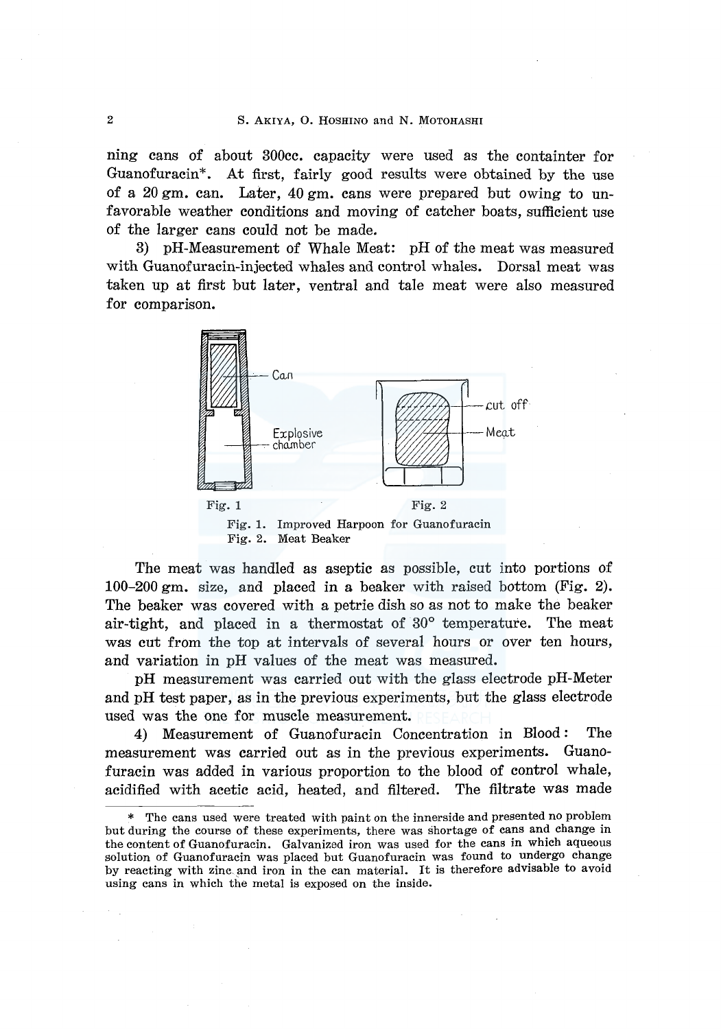ning cans of about 300cc. capacity were used as the containter for Guanofuracin*. At first, fairly good results were obtained by the use of a 20 gm. can. Later, 40 gm. cans were prepared but owing to unfavorable weather conditions and moving of catcher boats, sufficient use of the larger cans could not be made.

3) pH-Measurement of Whale Meat: pH of the meat was measured with Guanofuracin-injected whales and control whales. Dorsal meat was taken up at first but later, ventral and tale meat were also measured for comparison.

Fig. 1. Improved Harpoon for Guanofuracin
Fig. 2. Meat Beaker

The meat was handled as aseptic as possible, cut into portions of 100–200 gm. size, and placed in a beaker with raised bottom (Fig. 2). The beaker was covered with a petrie dish so as not to make the beaker air-tight, and placed in a thermostat of 30° temperature. The meat was cut from the top at intervals of several hours or over ten hours, and variation in pH values of the meat was measured.

pH measurement was carried out with the glass electrode pH-Meter and pH test paper, as in the previous experiments, but the glass electrode used was the one for muscle measurement.

4) Measurement of Guanofuracin Concentration in Blood: The measurement was carried out as in the previous experiments. Guanofuracin was added in various proportion to the blood of control whale, acidified with acetic acid, heated, and filtered. The filtrate was made

\* The cans used were treated with paint on the innerside and presented no problem but during the course of these experiments, there was shortage of cans and change in the content of Guanofuracin. Galvanized iron was used for the cans in which aqueous solution of Guanofuracin was placed but Guanofuracin was found to undergo change by reacting with zinc and iron in the can material. It is therefore advisable to avoid using cans in which the metal is exposed on the inside.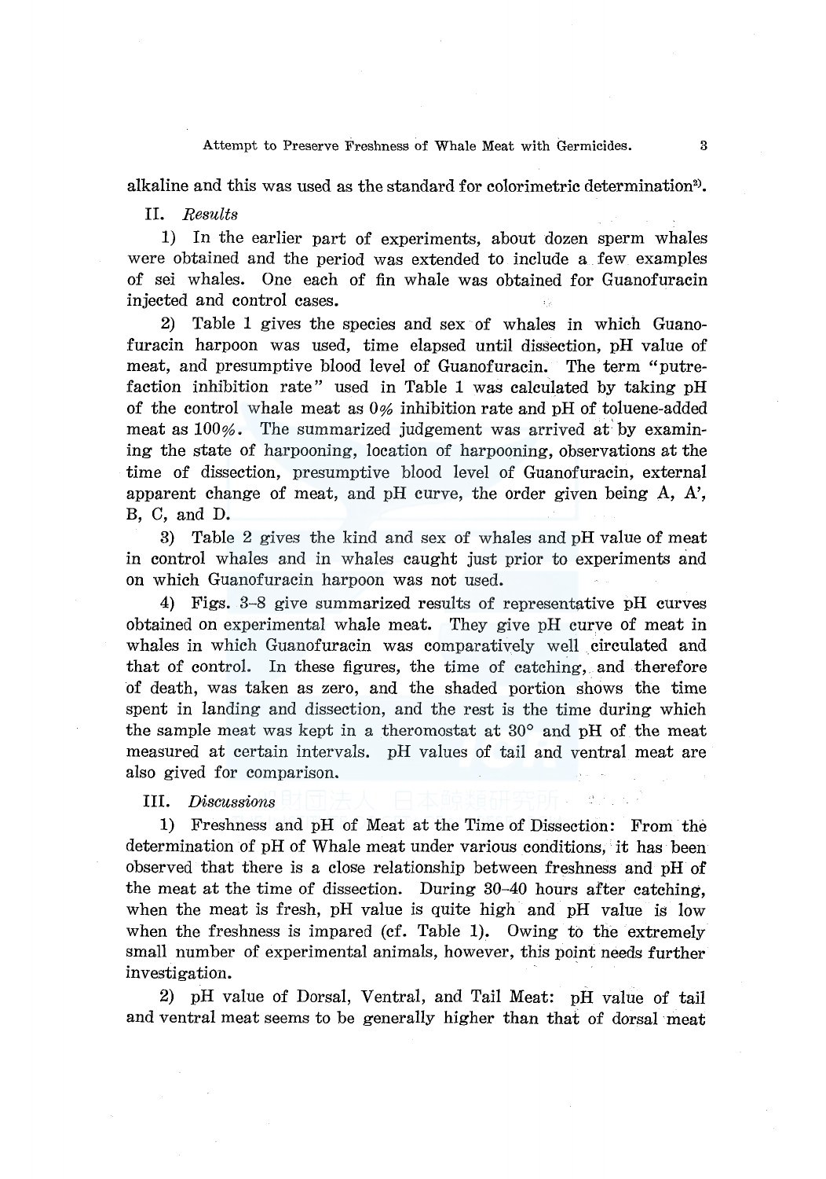alkaline and this was used as the standard for colorimetric determination[2].

II. *Results*

1) In the earlier part of experiments, about dozen sperm whales were obtained and the period was extended to include a few examples of sei whales. One each of fin whale was obtained for Guanofuracin injected and control cases.

2) Table 1 gives the species and sex of whales in which Guanofuracin harpoon was used, time elapsed until dissection, pH value of meat, and presumptive blood level of Guanofuracin. The term "putrefaction inhibition rate" used in Table 1 was calculated by taking pH of the control whale meat as 0% inhibition rate and pH of toluene-added meat as 100%. The summarized judgement was arrived at by examining the state of harpooning, location of harpooning, observations at the time of dissection, presumptive blood level of Guanofuracin, external apparent change of meat, and pH curve, the order given being A, A', B, C, and D.

3) Table 2 gives the kind and sex of whales and pH value of meat in control whales and in whales caught just prior to experiments and on which Guanofuracin harpoon was not used.

4) Figs. 3–8 give summarized results of representative pH curves obtained on experimental whale meat. They give pH curve of meat in whales in which Guanofuracin was comparatively well circulated and that of control. In these figures, the time of catching, and therefore of death, was taken as zero, and the shaded portion shows the time spent in landing and dissection, and the rest is the time during which the sample meat was kept in a theromostat at 30° and pH of the meat measured at certain intervals. pH values of tail and ventral meat are also gived for comparison.

III. *Discussions*

1) Freshness and pH of Meat at the Time of Dissection: From the determination of pH of Whale meat under various conditions, it has been observed that there is a close relationship between freshness and pH of the meat at the time of dissection. During 30–40 hours after catching, when the meat is fresh, pH value is quite high and pH value is low when the freshness is impared (cf. Table 1). Owing to the extremely small number of experimental animals, however, this point needs further investigation.

2) pH value of Dorsal, Ventral, and Tail Meat: pH value of tail and ventral meat seems to be generally higher than that of dorsal meat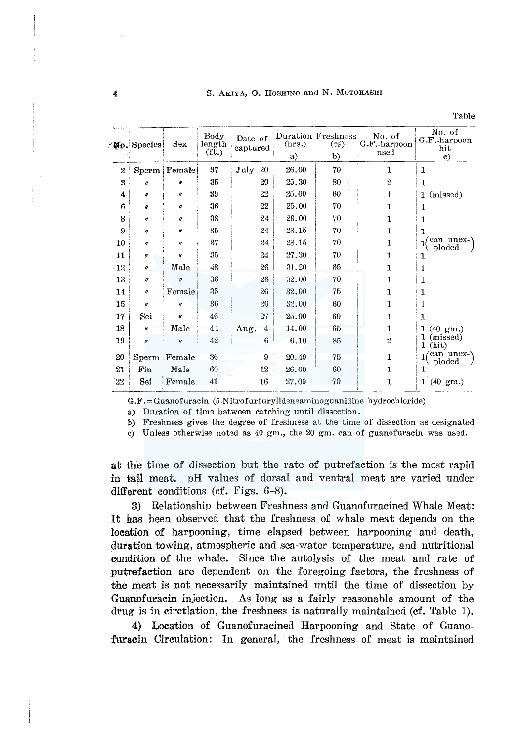Table

| No. | Species | Sex | Body length (ft.) | Date of captured | Duration (hrs.) a) | Freshness (%) b) | No. of G.F.-harpoon used | No. of G.F.-harpoon hit c) |
|---|---|---|---|---|---|---|---|---|
| 2 | Sperm | Female | 37 | July 20 | 26.00 | 70 | 1 | 1 |
| 3 | 〃 | 〃 | 35 | 20 | 25.30 | 80 | 2 | 1 |
| 4 | 〃 | 〃 | 39 | 22 | 25.00 | 60 | 1 | 1 (missed) |
| 6 | 〃 | 〃 | 36 | 22 | 25.00 | 70 | 1 | 1 |
| 8 | 〃 | 〃 | 38 | 24 | 29.00 | 70 | 1 | 1 |
| 9 | 〃 | 〃 | 35 | 24 | 28.15 | 70 | 1 | 1 |
| 10 | 〃 | 〃 | 37 | 24 | 28.15 | 70 | 1 | 1 (can unexploded) |
| 11 | 〃 | 〃 | 35 | 24 | 27.30 | 70 | 1 | 1 |
| 12 | 〃 | Male | 48 | 26 | 31.20 | 65 | 1 | 1 |
| 13 | 〃 | 〃 | 36 | 26 | 32.00 | 70 | 1 | 1 |
| 14 | 〃 | Female | 35 | 26 | 32.00 | 75 | 1 | 1 |
| 15 | 〃 | 〃 | 36 | 26 | 32.00 | 60 | 1 | 1 |
| 17 | Sei | 〃 | 46 | 27 | 25.00 | 60 | 1 | 1 |
| 18 | 〃 | Male | 44 | Aug. 4 | 14.00 | 65 | 1 | 1 (40 gm.) |
| 19 | 〃 | 〃 | 42 | 6 | 6.10 | 85 | 2 | 1 (missed) 1 (hit) |
| 20 | Sperm | Female | 36 | 9 | 20.40 | 75 | 1 | 1 (can unexploded) |
| 21 | Fin | Male | 60 | 12 | 26.00 | 60 | 1 | 1 |
| 22 | Sei | Female | 41 | 16 | 27.00 | 70 | 1 | 1 (40 gm.) |

G.F.=Guanofuracin (5-Nitrofurfurylideneaminoguanidine hydrochloride)

a) Duration of time between catching until dissection.

b) Freshness gives the degree of freshness at the time of dissection as designated

c) Unless otherwise noted as 40 gm., the 20 gm. can of guanofuracin was used.

at the time of dissection but the rate of putrefaction is the most rapid in tail meat. pH values of dorsal and ventral meat are varied under different conditions (cf. Figs. 6–8).

3) Relationship between Freshness and Guanofuracined Whale Meat: It has been observed that the freshness of whale meat depends on the location of harpooning, time elapsed between harpooning and death, duration towing, atmospheric and sea-water temperature, and nutritional condition of the whale. Since the autolysis of the meat and rate of putrefaction are dependent on the foregoing factors, the freshness of the meat is not necessarily maintained until the time of dissection by Guanofuracin injection. As long as a fairly reasonable amount of the drug is in circtlation, the freshness is naturally maintained (cf. Table 1).

4) Location of Guanofuracined Harpooning and State of Guanofuracin Circulation: In general, the freshness of meat is maintained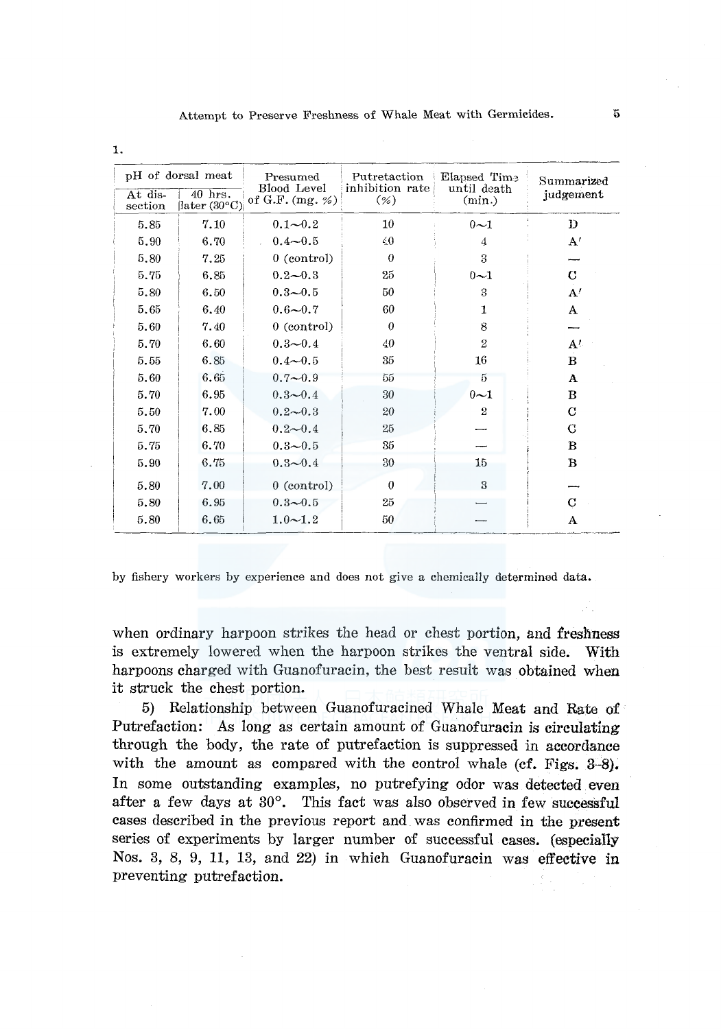1.

| pH of dorsal meat | | Presumed Blood Level of G.F. (mg. %) | Putretaction inhibition rate (%) | Elapsed Time until death (min.) | Summarized judgement |
|---|---|---|---|---|---|
| At dis-section | 40 hrs. later (30°C) | | | | |
| 5.85 | 7.10 | 0.1～0.2 | 10 | 0～1 | D |
| 5.90 | 6.70 | 0.4～0.5 | 40 | 4 | A′ |
| 5.80 | 7.25 | 0 (control) | 0 | 3 | — |
| 5.75 | 6.85 | 0.2～0.3 | 25 | 0～1 | C |
| 5.80 | 6.50 | 0.3～0.5 | 50 | 3 | A′ |
| 5.65 | 6.40 | 0.6～0.7 | 60 | 1 | A |
| 5.60 | 7.40 | 0 (control) | 0 | 8 | — |
| 5.70 | 6.60 | 0.3～0.4 | 40 | 2 | A′ |
| 5.55 | 6.85 | 0.4～0.5 | 35 | 16 | B |
| 5.60 | 6.65 | 0.7～0.9 | 55 | 5 | A |
| 5.70 | 6.95 | 0.3～0.4 | 30 | 0～1 | B |
| 5.50 | 7.00 | 0.2～0.3 | 20 | 2 | C |
| 5.70 | 6.85 | 0.2～0.4 | 25 | — | C |
| 5.75 | 6.70 | 0.3～0.5 | 35 | — | B |
| 5.90 | 6.75 | 0.3～0.4 | 30 | 15 | B |
| 5.80 | 7.00 | 0 (control) | 0 | 3 | — |
| 5.80 | 6.95 | 0.3～0.5 | 25 | — | C |
| 5.80 | 6.65 | 1.0～1.2 | 50 | — | A |

by fishery workers by experience and does not give a chemically determined data.

when ordinary harpoon strikes the head or chest portion, and freshness is extremely lowered when the harpoon strikes the ventral side. With harpoons charged with Guanofuracin, the best result was obtained when it struck the chest portion.

5) Relationship between Guanofuracined Whale Meat and Rate of Putrefaction: As long as certain amount of Guanofuracin is circulating through the body, the rate of putrefaction is suppressed in accordance with the amount as compared with the control whale (cf. Figs. 3-8). In some outstanding examples, no putrefying odor was detected even after a few days at 30°. This fact was also observed in few successful cases described in the previous report and was confirmed in the present series of experiments by larger number of successful cases. (especially Nos. 3, 8, 9, 11, 13, and 22) in which Guanofuracin was effective in preventing putrefaction.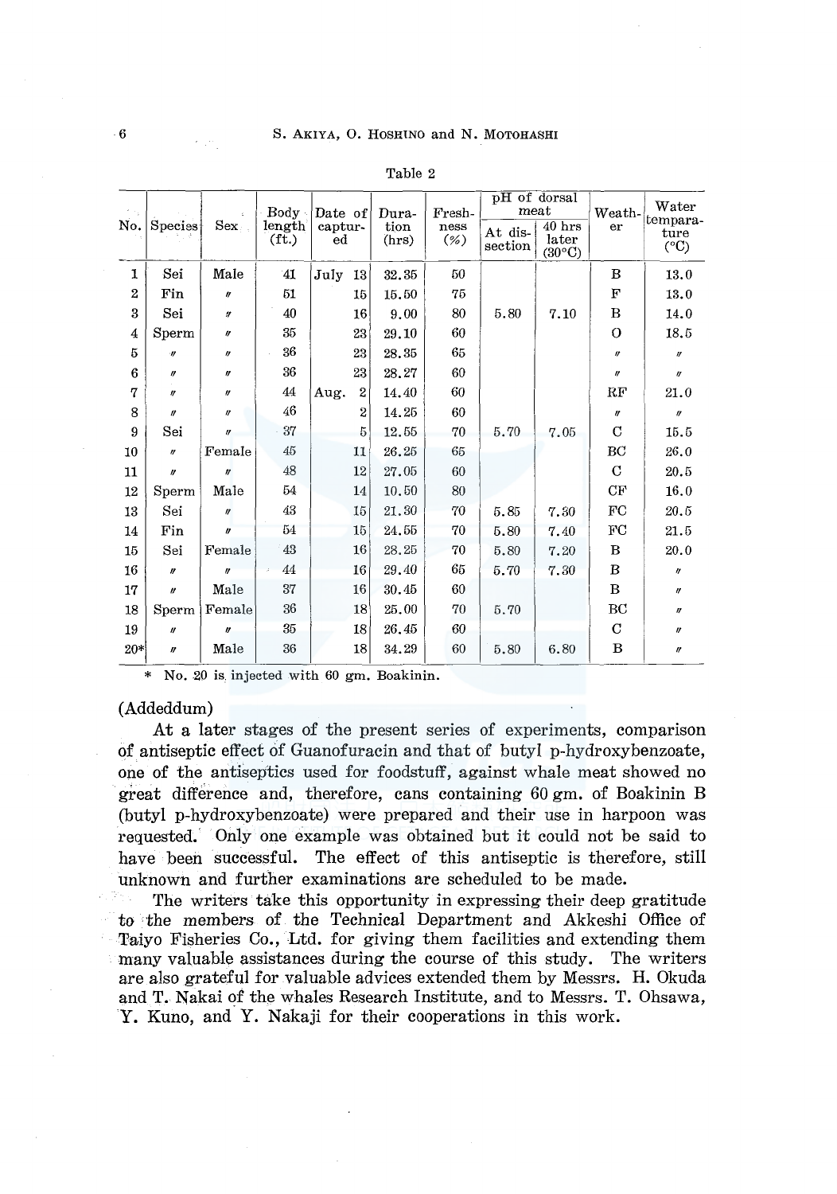Table 2

| No. | Species | Sex | Body length (ft.) | Date of captured | Duration (hrs) | Freshness (%) | pH of dorsal meat | | Weather | Water temparature (°C) |
|---|---|---|---|---|---|---|---|---|---|---|
| | | | | | | | At dissection | 40 hrs later (30°C) | | |
| 1 | Sei | Male | 41 | July 13 | 32.35 | 50 | | | B | 13.0 |
| 2 | Fin | 〃 | 51 | 15 | 15.50 | 75 | | | F | 13.0 |
| 3 | Sei | 〃 | 40 | 16 | 9.00 | 80 | 5.80 | 7.10 | B | 14.0 |
| 4 | Sperm | 〃 | 35 | 23 | 29.10 | 60 | | | O | 18.5 |
| 5 | 〃 | 〃 | 36 | 23 | 28.35 | 65 | | | 〃 | 〃 |
| 6 | 〃 | 〃 | 36 | 23 | 28.27 | 60 | | | 〃 | 〃 |
| 7 | 〃 | 〃 | 44 | Aug. 2 | 14.40 | 60 | | | RF | 21.0 |
| 8 | 〃 | 〃 | 46 | 2 | 14.25 | 60 | | | 〃 | 〃 |
| 9 | Sei | 〃 | 37 | 5 | 12.55 | 70 | 5.70 | 7.05 | C | 15.5 |
| 10 | 〃 | Female | 45 | 11 | 26.25 | 65 | | | BC | 26.0 |
| 11 | 〃 | 〃 | 48 | 12 | 27.05 | 60 | | | C | 20.5 |
| 12 | Sperm | Male | 54 | 14 | 10.50 | 80 | | | CF | 16.0 |
| 13 | Sei | 〃 | 43 | 15 | 21.30 | 70 | 5.85 | 7.30 | FC | 20.5 |
| 14 | Fin | 〃 | 54 | 15 | 24.55 | 70 | 5.80 | 7.40 | FC | 21.5 |
| 15 | Sei | Female | 43 | 16 | 28.25 | 70 | 5.80 | 7.20 | B | 20.0 |
| 16 | 〃 | 〃 | 44 | 16 | 29.40 | 65 | 5.70 | 7.30 | B | 〃 |
| 17 | 〃 | Male | 37 | 16 | 30.45 | 60 | | | B | 〃 |
| 18 | Sperm | Female | 36 | 18 | 25.00 | 70 | 5.70 | | BC | 〃 |
| 19 | 〃 | 〃 | 35 | 18 | 26.45 | 60 | | | C | 〃 |
| 20* | 〃 | Male | 36 | 18 | 34.29 | 60 | 5.80 | 6.80 | B | 〃 |

\* No. 20 is injected with 60 gm. Boakinin.

(Addeddum)

At a later stages of the present series of experiments, comparison of antiseptic effect of Guanofuracin and that of butyl p-hydroxybenzoate, one of the antiseptics used for foodstuff, against whale meat showed no great difference and, therefore, cans containing 60 gm. of Boakinin B (butyl p-hydroxybenzoate) were prepared and their use in harpoon was requested. Only one example was obtained but it could not be said to have been successful. The effect of this antiseptic is therefore, still unknown and further examinations are scheduled to be made.

The writers take this opportunity in expressing their deep gratitude to the members of the Technical Department and Akkeshi Office of Taiyo Fisheries Co., Ltd. for giving them facilities and extending them many valuable assistances during the course of this study. The writers are also grateful for valuable advices extended them by Messrs. H. Okuda and T. Nakai of the whales Research Institute, and to Messrs. T. Ohsawa, Y. Kuno, and Y. Nakaji for their cooperations in this work.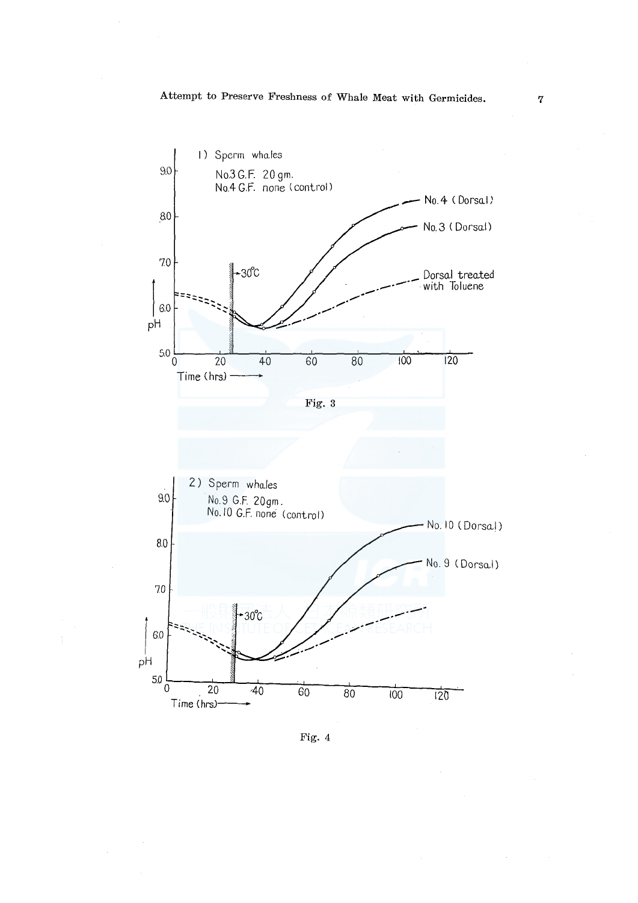Fig. 3

Fig. 4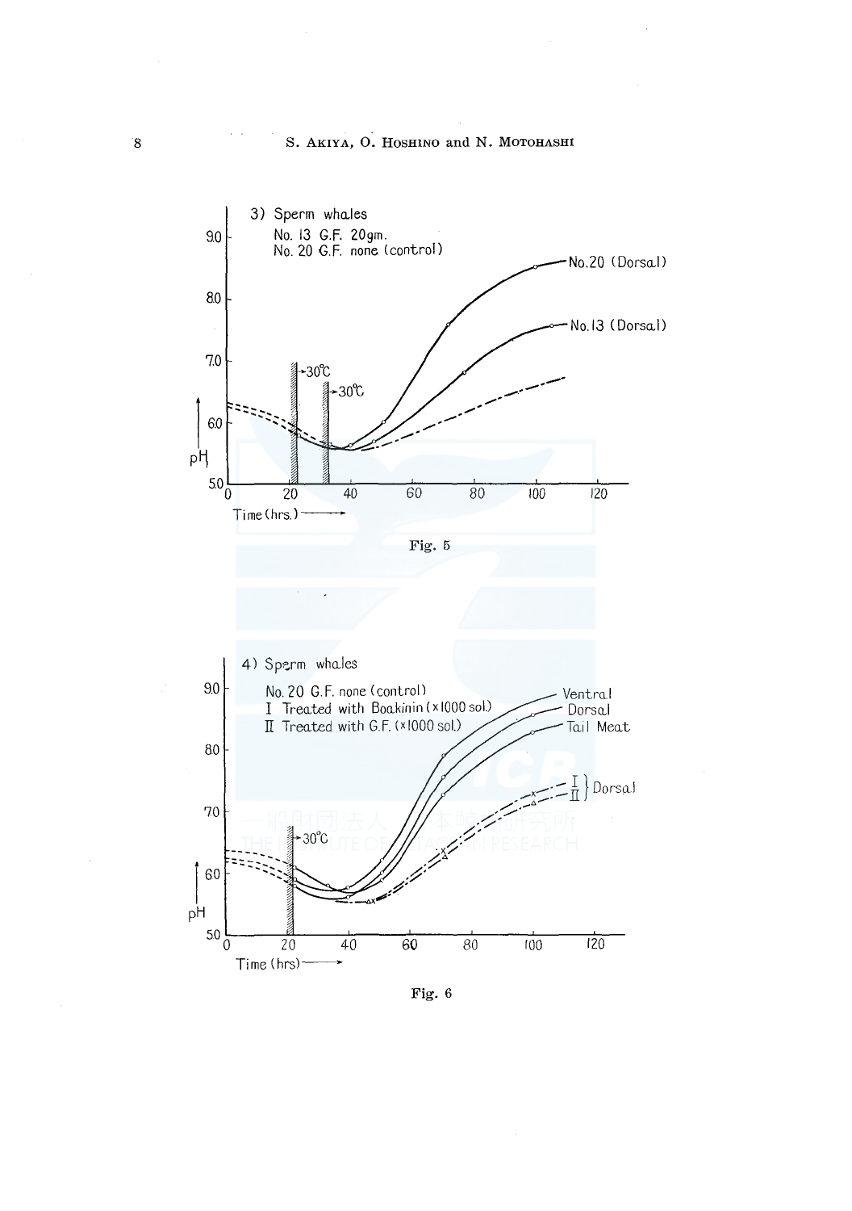3) Sperm whales

No. 13 G.F. 20gm.

No. 20 G.F. none (control)

Fig. 5

4) Sperm whales

No. 20 G.F. none (control)

I Treated with Boakinin (×1000 sol.)

II Treated with G.F. (×1000 sol.)

Fig. 6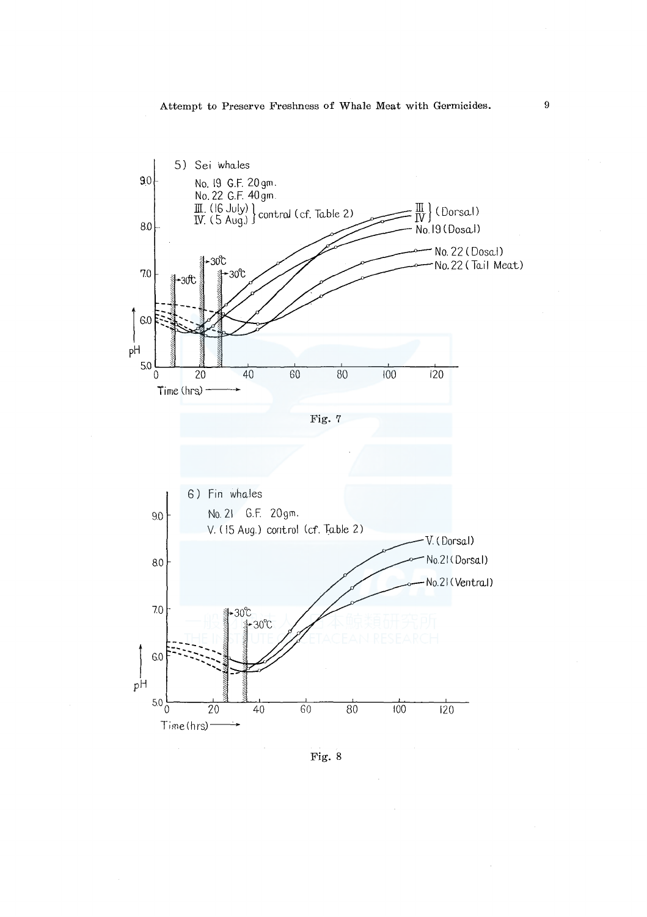5) Sei whales

No. 19 G.F. 20 gm.
No. 22 G.F. 40 gm.
III. (16 July) } control (cf. Table 2)
IV. (5 Aug.)

III } (Dorsal)
IV

No. 19 (Dosal)
No. 22 (Dosal)
No. 22 (Tail Meat)

30°C

pH

Time (hrs)

Fig. 7

6) Fin whales

No. 21 G.F. 20 gm.
V. (15 Aug.) control (cf. Table 2)

V. (Dorsal)
No. 21 (Dorsal)
No. 21 (Ventral)

30°C

pH

Time (hrs)

Fig. 8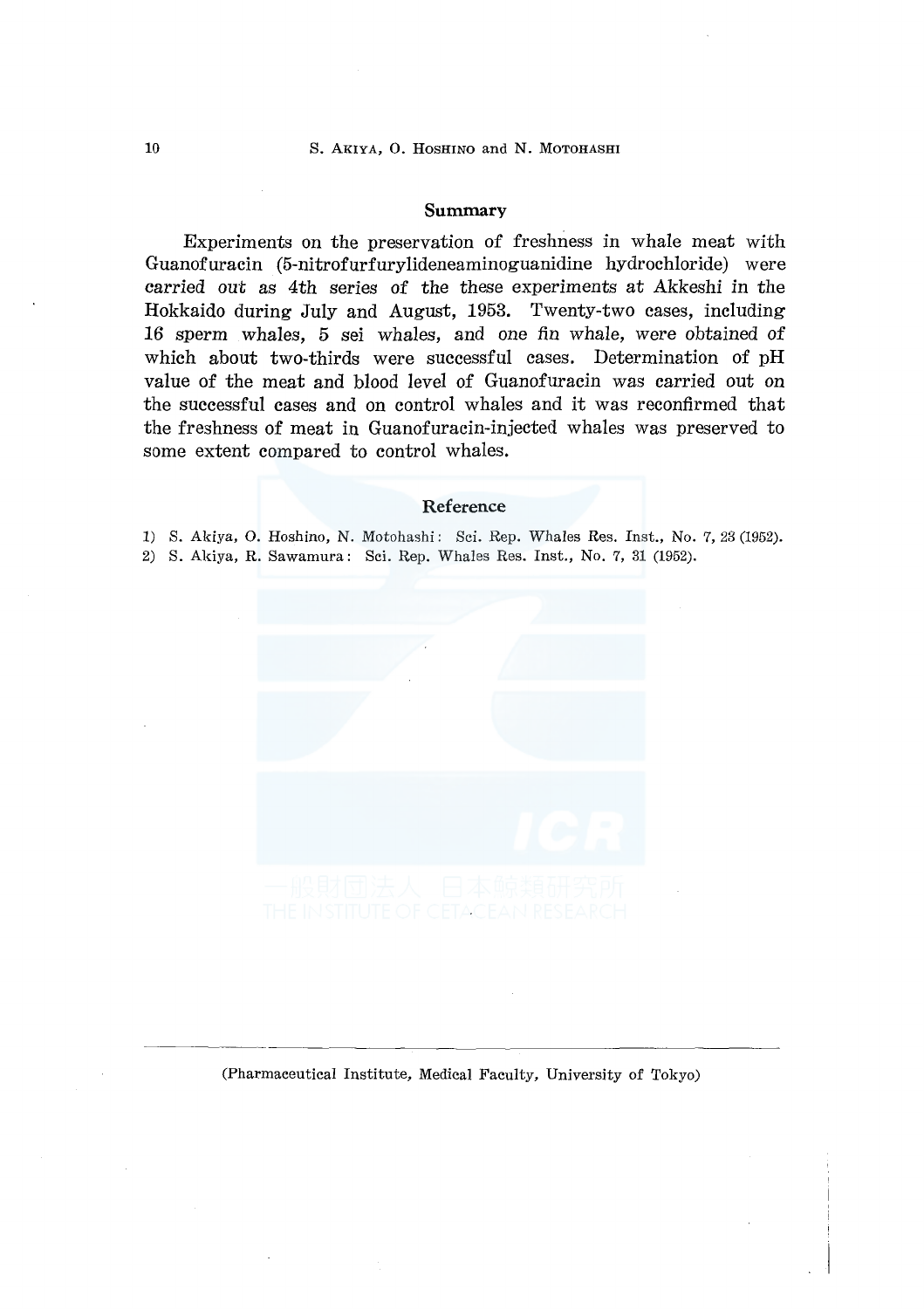## Summary

Experiments on the preservation of freshness in whale meat with Guanofuracin (5-nitrofurfurylideneaminoguanidine hydrochloride) were carried out as 4th series of the these experiments at Akkeshi in the Hokkaido during July and August, 1953. Twenty-two cases, including 16 sperm whales, 5 sei whales, and one fin whale, were obtained of which about two-thirds were successful cases. Determination of pH value of the meat and blood level of Guanofuracin was carried out on the successful cases and on control whales and it was reconfirmed that the freshness of meat in Guanofuracin-injected whales was preserved to some extent compared to control whales.

## Reference

1) S. Akiya, O. Hoshino, N. Motohashi: Sci. Rep. Whales Res. Inst., No. 7, 23 (1952).
2) S. Akiya, R. Sawamura: Sci. Rep. Whales Res. Inst., No. 7, 31 (1952).

(Pharmaceutical Institute, Medical Faculty, University of Tokyo)